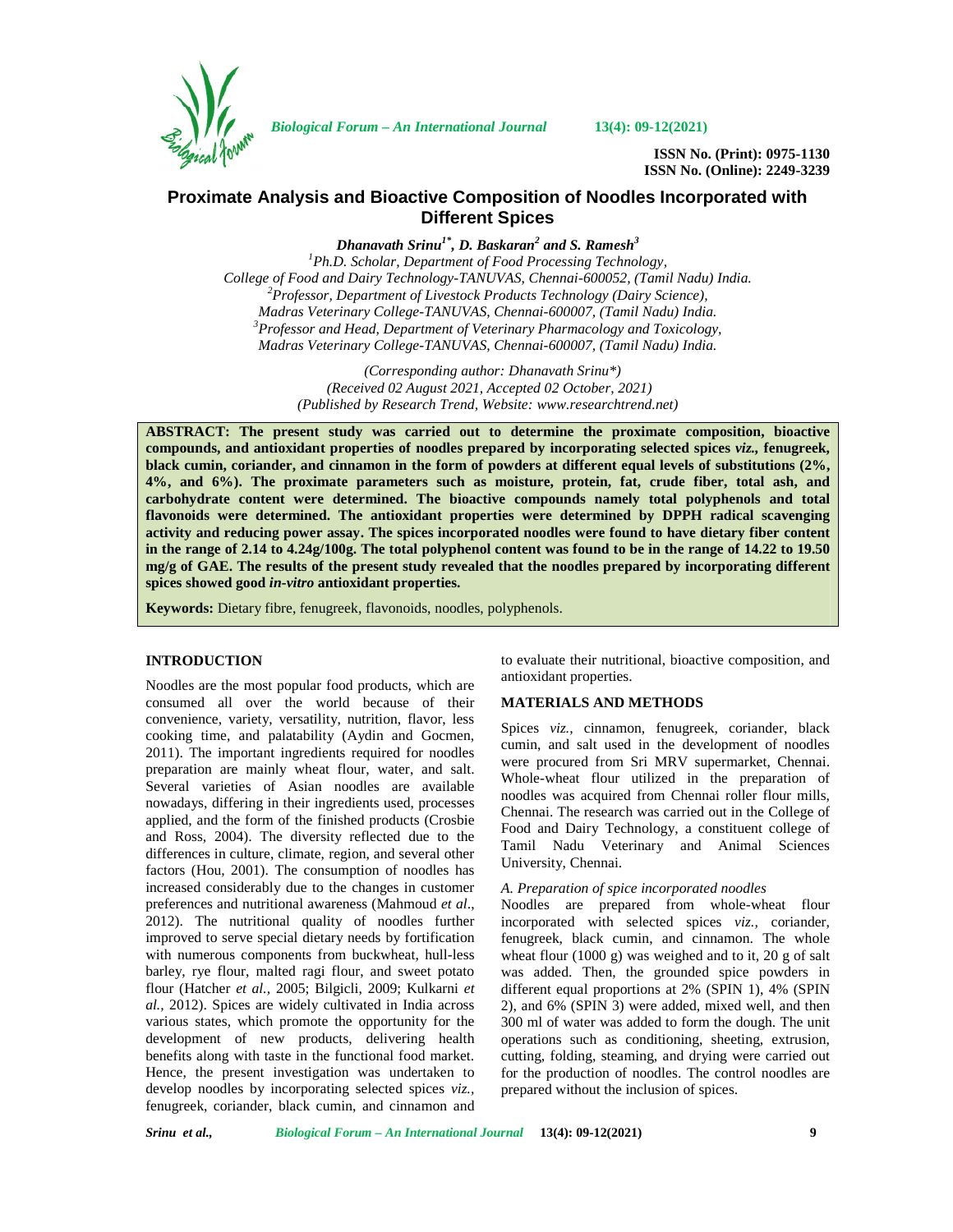ISSN No. (Print): 0975-1130
ISSN No. (Online): 2249-3239

# Proximate Analysis and Bioactive Composition of Noodles Incorporated with Different Spices

***Dhanavath Srinu[1*], D. Baskaran[2] and S. Ramesh[3]***

[1]*Ph.D. Scholar, Department of Food Processing Technology, College of Food and Dairy Technology-TANUVAS, Chennai-600052, (Tamil Nadu) India.*
[2]*Professor, Department of Livestock Products Technology (Dairy Science), Madras Veterinary College-TANUVAS, Chennai-600007, (Tamil Nadu) India.*
[3]*Professor and Head, Department of Veterinary Pharmacology and Toxicology, Madras Veterinary College-TANUVAS, Chennai-600007, (Tamil Nadu) India.*

*(Corresponding author: Dhanavath Srinu\*)*
*(Received 02 August 2021, Accepted 02 October, 2021)*
*(Published by Research Trend, Website: www.researchtrend.net)*

**ABSTRACT: The present study was carried out to determine the proximate composition, bioactive compounds, and antioxidant properties of noodles prepared by incorporating selected spices *viz.,* fenugreek, black cumin, coriander, and cinnamon in the form of powders at different equal levels of substitutions (2%, 4%, and 6%). The proximate parameters such as moisture, protein, fat, crude fiber, total ash, and carbohydrate content were determined. The bioactive compounds namely total polyphenols and total flavonoids were determined. The antioxidant properties were determined by DPPH radical scavenging activity and reducing power assay. The spices incorporated noodles were found to have dietary fiber content in the range of 2.14 to 4.24g/100g. The total polyphenol content was found to be in the range of 14.22 to 19.50 mg/g of GAE. The results of the present study revealed that the noodles prepared by incorporating different spices showed good *in-vitro* antioxidant properties.**

**Keywords:** Dietary fibre, fenugreek, flavonoids, noodles, polyphenols.

## INTRODUCTION

Noodles are the most popular food products, which are consumed all over the world because of their convenience, variety, versatility, nutrition, flavor, less cooking time, and palatability (Aydin and Gocmen, 2011). The important ingredients required for noodles preparation are mainly wheat flour, water, and salt. Several varieties of Asian noodles are available nowadays, differing in their ingredients used, processes applied, and the form of the finished products (Crosbie and Ross, 2004). The diversity reflected due to the differences in culture, climate, region, and several other factors (Hou, 2001). The consumption of noodles has increased considerably due to the changes in customer preferences and nutritional awareness (Mahmoud *et al*., 2012). The nutritional quality of noodles further improved to serve special dietary needs by fortification with numerous components from buckwheat, hull-less barley, rye flour, malted ragi flour, and sweet potato flour (Hatcher *et al.,* 2005; Bilgicli, 2009; Kulkarni *et al.,* 2012). Spices are widely cultivated in India across various states, which promote the opportunity for the development of new products, delivering health benefits along with taste in the functional food market. Hence, the present investigation was undertaken to develop noodles by incorporating selected spices *viz.,* fenugreek, coriander, black cumin, and cinnamon and to evaluate their nutritional, bioactive composition, and antioxidant properties.

## MATERIALS AND METHODS

Spices *viz.,* cinnamon, fenugreek, coriander, black cumin, and salt used in the development of noodles were procured from Sri MRV supermarket, Chennai. Whole-wheat flour utilized in the preparation of noodles was acquired from Chennai roller flour mills, Chennai. The research was carried out in the College of Food and Dairy Technology, a constituent college of Tamil Nadu Veterinary and Animal Sciences University, Chennai.

### *A. Preparation of spice incorporated noodles*

Noodles are prepared from whole-wheat flour incorporated with selected spices *viz.,* coriander, fenugreek, black cumin, and cinnamon. The whole wheat flour (1000 g) was weighed and to it, 20 g of salt was added. Then, the grounded spice powders in different equal proportions at 2% (SPIN 1), 4% (SPIN 2), and 6% (SPIN 3) were added, mixed well, and then 300 ml of water was added to form the dough. The unit operations such as conditioning, sheeting, extrusion, cutting, folding, steaming, and drying were carried out for the production of noodles. The control noodles are prepared without the inclusion of spices.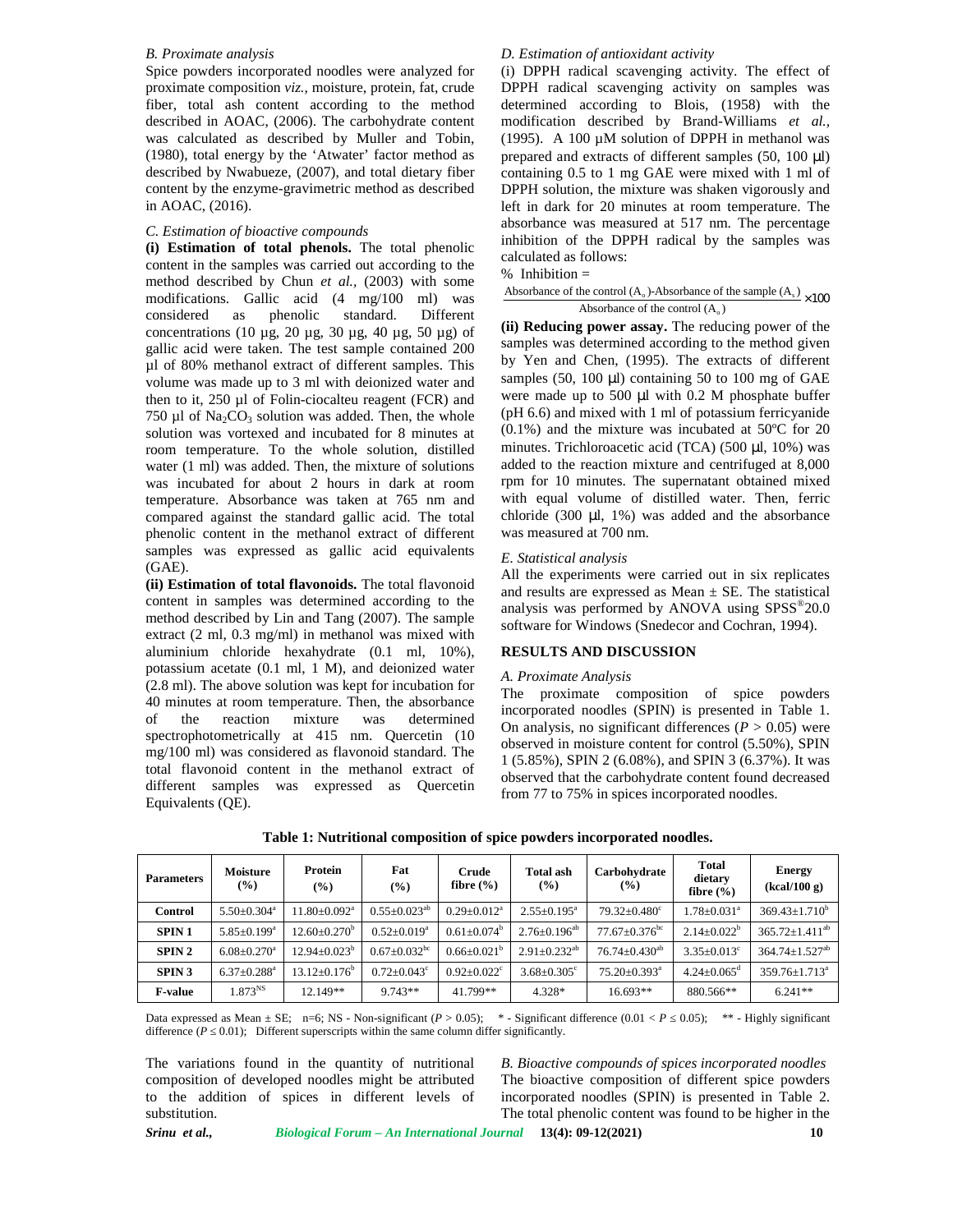### B. Proximate analysis

Spice powders incorporated noodles were analyzed for proximate composition *viz.*, moisture, protein, fat, crude fiber, total ash content according to the method described in AOAC, (2006). The carbohydrate content was calculated as described by Muller and Tobin, (1980), total energy by the 'Atwater' factor method as described by Nwabueze, (2007), and total dietary fiber content by the enzyme-gravimetric method as described in AOAC, (2016).

### C. Estimation of bioactive compounds

**(i) Estimation of total phenols.** The total phenolic content in the samples was carried out according to the method described by Chun *et al.*, (2003) with some modifications. Gallic acid (4 mg/100 ml) was considered as phenolic standard. Different concentrations (10 µg, 20 µg, 30 µg, 40 µg, 50 µg) of gallic acid were taken. The test sample contained 200 µl of 80% methanol extract of different samples. This volume was made up to 3 ml with deionized water and then to it, 250 µl of Folin-ciocalteu reagent (FCR) and 750 µl of $Na_2CO_3$ solution was added. Then, the whole solution was vortexed and incubated for 8 minutes at room temperature. To the whole solution, distilled water (1 ml) was added. Then, the mixture of solutions was incubated for about 2 hours in dark at room temperature. Absorbance was taken at 765 nm and compared against the standard gallic acid. The total phenolic content in the methanol extract of different samples was expressed as gallic acid equivalents (GAE).

**(ii) Estimation of total flavonoids.** The total flavonoid content in samples was determined according to the method described by Lin and Tang (2007). The sample extract (2 ml, 0.3 mg/ml) in methanol was mixed with aluminium chloride hexahydrate (0.1 ml, 10%), potassium acetate (0.1 ml, 1 M), and deionized water (2.8 ml). The above solution was kept for incubation for 40 minutes at room temperature. Then, the absorbance of the reaction mixture was determined spectrophotometrically at 415 nm. Quercetin (10 mg/100 ml) was considered as flavonoid standard. The total flavonoid content in the methanol extract of different samples was expressed as Quercetin Equivalents (QE).

### D. Estimation of antioxidant activity

(i) DPPH radical scavenging activity. The effect of DPPH radical scavenging activity on samples was determined according to Blois, (1958) with the modification described by Brand-Williams *et al.*, (1995). A 100 µM solution of DPPH in methanol was prepared and extracts of different samples (50, 100 µl) containing 0.5 to 1 mg GAE were mixed with 1 ml of DPPH solution, the mixture was shaken vigorously and left in dark for 20 minutes at room temperature. The absorbance was measured at 517 nm. The percentage inhibition of the DPPH radical by the samples was calculated as follows:

$$\% \text{ Inhibition} = \frac{\text{Absorbance of the control } (A_o) - \text{Absorbance of the sample } (A_s)}{\text{Absorbance of the control } (A_o)} \times 100$$

**(ii) Reducing power assay.** The reducing power of the samples was determined according to the method given by Yen and Chen, (1995). The extracts of different samples (50, 100 µl) containing 50 to 100 mg of GAE were made up to 500 µl with 0.2 M phosphate buffer (pH 6.6) and mixed with 1 ml of potassium ferricyanide (0.1%) and the mixture was incubated at 50ºC for 20 minutes. Trichloroacetic acid (TCA) (500 µl, 10%) was added to the reaction mixture and centrifuged at 8,000 rpm for 10 minutes. The supernatant obtained mixed with equal volume of distilled water. Then, ferric chloride (300 µl, 1%) was added and the absorbance was measured at 700 nm.

### E. Statistical analysis

All the experiments were carried out in six replicates and results are expressed as Mean ± SE. The statistical analysis was performed by ANOVA using SPSS®20.0 software for Windows (Snedecor and Cochran, 1994).

## RESULTS AND DISCUSSION

### A. Proximate Analysis

The proximate composition of spice powders incorporated noodles (SPIN) is presented in Table 1. On analysis, no significant differences ($P > 0.05$) were observed in moisture content for control (5.50%), SPIN 1 (5.85%), SPIN 2 (6.08%), and SPIN 3 (6.37%). It was observed that the carbohydrate content found decreased from 77 to 75% in spices incorporated noodles.

**Table 1: Nutritional composition of spice powders incorporated noodles.**

| Parameters | Moisture (%) | Protein (%) | Fat (%) | Crude fibre (%) | Total ash (%) | Carbohydrate (%) | Total dietary fibre (%) | Energy (kcal/100 g) |
|---|---|---|---|---|---|---|---|---|
| **Control** | $5.50±0.304^{a}$ | $11.80±0.092^{a}$ | $0.55±0.023^{ab}$ | $0.29±0.012^{a}$ | $2.55±0.195^{a}$ | $79.32±0.480^{c}$ | $1.78±0.031^{a}$ | $369.43±1.710^{b}$ |
| **SPIN 1** | $5.85±0.199^{a}$ | $12.60±0.270^{b}$ | $0.52±0.019^{a}$ | $0.61±0.074^{b}$ | $2.76±0.196^{ab}$ | $77.67±0.376^{bc}$ | $2.14±0.022^{b}$ | $365.72±1.411^{ab}$ |
| **SPIN 2** | $6.08±0.270^{a}$ | $12.94±0.023^{b}$ | $0.67±0.032^{bc}$ | $0.66±0.021^{b}$ | $2.91±0.232^{ab}$ | $76.74±0.430^{ab}$ | $3.35±0.013^{c}$ | $364.74±1.527^{ab}$ |
| **SPIN 3** | $6.37±0.288^{a}$ | $13.12±0.176^{b}$ | $0.72±0.043^{c}$ | $0.92±0.022^{c}$ | $3.68±0.305^{c}$ | $75.20±0.393^{a}$ | $4.24±0.065^{d}$ | $359.76±1.713^{a}$ |
| **F-value** | $1.873^{NS}$ | 12.149** | 9.743** | 41.799** | 4.328* | 16.693** | 880.566** | 6.241** |

Data expressed as Mean ± SE; n=6; NS - Non-significant ($P > 0.05$); * - Significant difference ($0.01 < P \leq 0.05$); ** - Highly significant difference ($P \leq 0.01$); Different superscripts within the same column differ significantly.

The variations found in the quantity of nutritional composition of developed noodles might be attributed to the addition of spices in different levels of substitution.

### B. Bioactive compounds of spices incorporated noodles

The bioactive composition of different spice powders incorporated noodles (SPIN) is presented in Table 2. The total phenolic content was found to be higher in the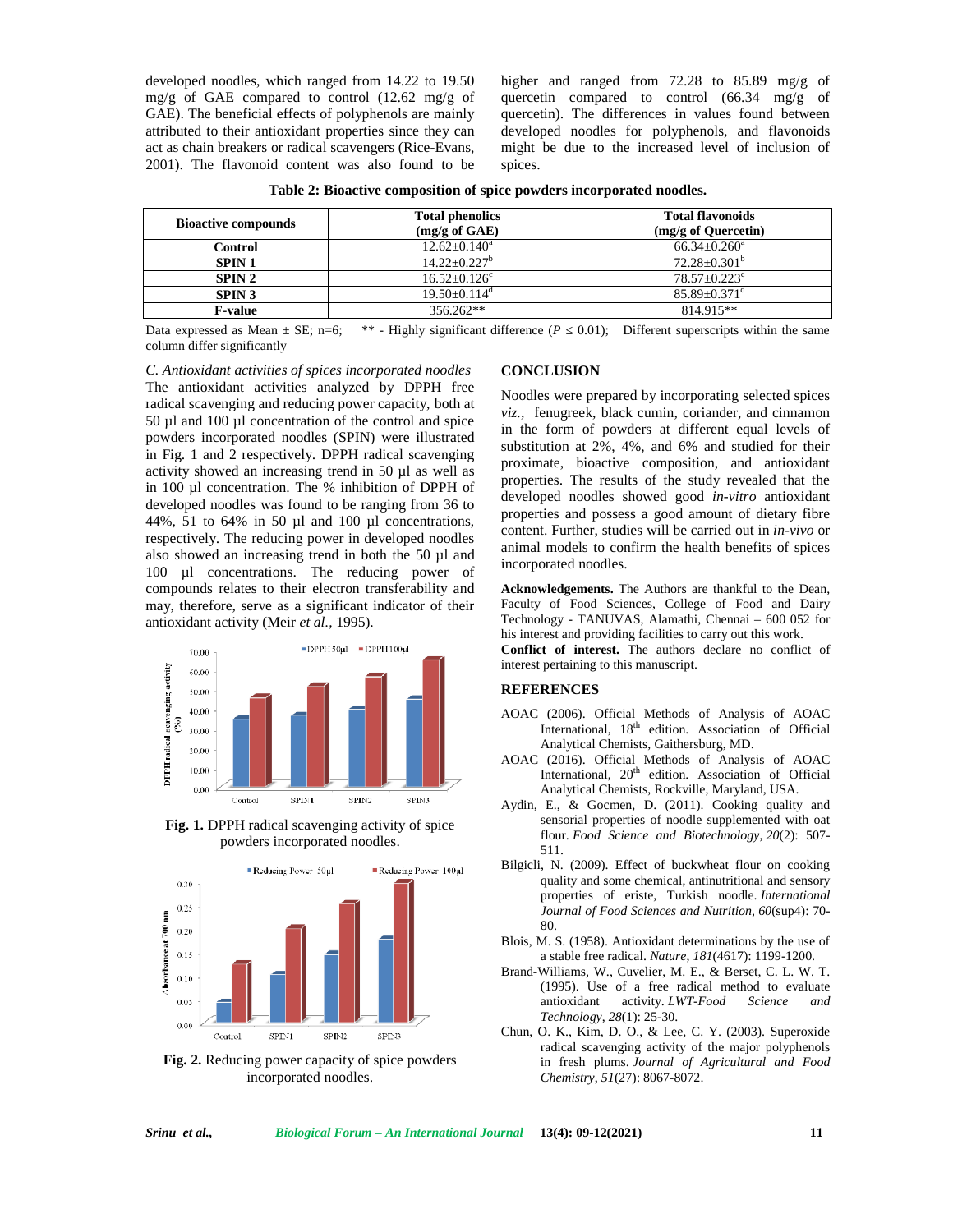developed noodles, which ranged from 14.22 to 19.50 mg/g of GAE compared to control (12.62 mg/g of GAE). The beneficial effects of polyphenols are mainly attributed to their antioxidant properties since they can act as chain breakers or radical scavengers (Rice-Evans, 2001). The flavonoid content was also found to be higher and ranged from 72.28 to 85.89 mg/g of quercetin compared to control (66.34 mg/g of quercetin). The differences in values found between developed noodles for polyphenols, and flavonoids might be due to the increased level of inclusion of spices.

**Table 2: Bioactive composition of spice powders incorporated noodles.**

| Bioactive compounds | Total phenolics (mg/g of GAE) | Total flavonoids (mg/g of Quercetin) |
|---|---|---|
| Control | 12.62±0.140[a] | 66.34±0.260[a] |
| SPIN 1 | 14.22±0.227[b] | 72.28±0.301[b] |
| SPIN 2 | 16.52±0.126[c] | 78.57±0.223[c] |
| SPIN 3 | 19.50±0.114[d] | 85.89±0.371[d] |
| F-value | 356.262** | 814.915** |

Data expressed as Mean ± SE; n=6; ** - Highly significant difference ($P \leq 0.01$); Different superscripts within the same column differ significantly

*C. Antioxidant activities of spices incorporated noodles*

The antioxidant activities analyzed by DPPH free radical scavenging and reducing power capacity, both at 50 µl and 100 µl concentration of the control and spice powders incorporated noodles (SPIN) were illustrated in Fig. 1 and 2 respectively. DPPH radical scavenging activity showed an increasing trend in 50 µl as well as in 100 µl concentration. The % inhibition of DPPH of developed noodles was found to be ranging from 36 to 44%, 51 to 64% in 50 µl and 100 µl concentrations, respectively. The reducing power in developed noodles also showed an increasing trend in both the 50 µl and 100 µl concentrations. The reducing power of compounds relates to their electron transferability and may, therefore, serve as a significant indicator of their antioxidant activity (Meir *et al.,* 1995).

**Fig. 1.** DPPH radical scavenging activity of spice powders incorporated noodles.

**Fig. 2.** Reducing power capacity of spice powders incorporated noodles.

## CONCLUSION

Noodles were prepared by incorporating selected spices *viz.,* fenugreek, black cumin, coriander, and cinnamon in the form of powders at different equal levels of substitution at 2%, 4%, and 6% and studied for their proximate, bioactive composition, and antioxidant properties. The results of the study revealed that the developed noodles showed good *in-vitro* antioxidant properties and possess a good amount of dietary fibre content. Further, studies will be carried out in *in-vivo* or animal models to confirm the health benefits of spices incorporated noodles.

**Acknowledgements.** The Authors are thankful to the Dean, Faculty of Food Sciences, College of Food and Dairy Technology - TANUVAS, Alamathi, Chennai – 600 052 for his interest and providing facilities to carry out this work.

**Conflict of interest.** The authors declare no conflict of interest pertaining to this manuscript.

## REFERENCES

AOAC (2006). Official Methods of Analysis of AOAC International, 18th edition. Association of Official Analytical Chemists, Gaithersburg, MD.

AOAC (2016). Official Methods of Analysis of AOAC International, 20th edition. Association of Official Analytical Chemists, Rockville, Maryland, USA.

Aydin, E., & Gocmen, D. (2011). Cooking quality and sensorial properties of noodle supplemented with oat flour. *Food Science and Biotechnology*, *20*(2): 507-511.

Bilgicli, N. (2009). Effect of buckwheat flour on cooking quality and some chemical, antinutritional and sensory properties of eriste, Turkish noodle. *International Journal of Food Sciences and Nutrition*, *60*(sup4): 70-80.

Blois, M. S. (1958). Antioxidant determinations by the use of a stable free radical. *Nature*, *181*(4617): 1199-1200.

Brand-Williams, W., Cuvelier, M. E., & Berset, C. L. W. T. (1995). Use of a free radical method to evaluate antioxidant activity. *LWT-Food Science and Technology*, *28*(1): 25-30.

Chun, O. K., Kim, D. O., & Lee, C. Y. (2003). Superoxide radical scavenging activity of the major polyphenols in fresh plums. *Journal of Agricultural and Food Chemistry*, *51*(27): 8067-8072.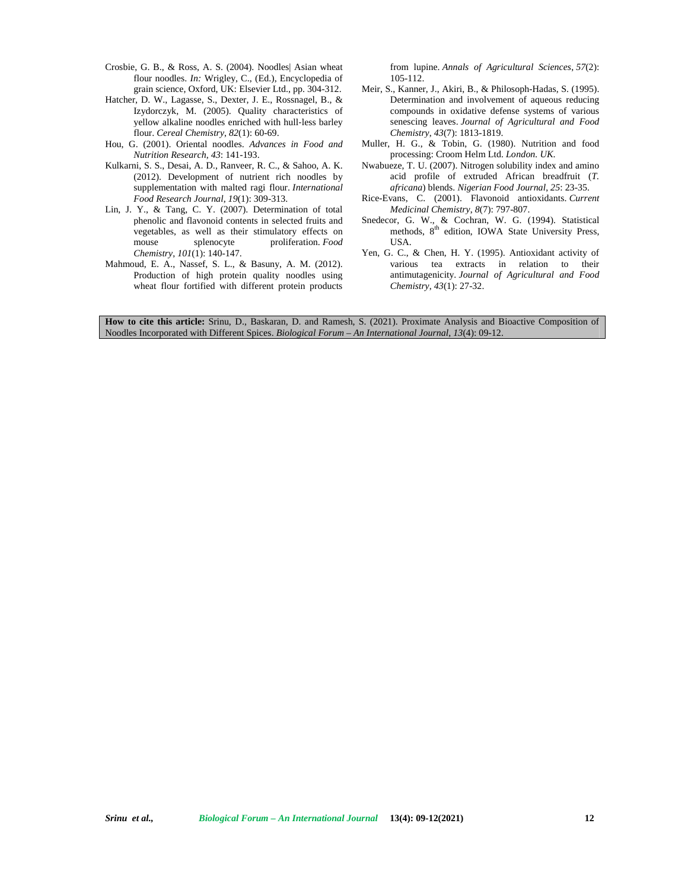Crosbie, G. B., & Ross, A. S. (2004). Noodles| Asian wheat flour noodles. *In:* Wrigley, C., (Ed.), Encyclopedia of grain science, Oxford, UK: Elsevier Ltd., pp. 304-312.

Hatcher, D. W., Lagasse, S., Dexter, J. E., Rossnagel, B., & Izydorczyk, M. (2005). Quality characteristics of yellow alkaline noodles enriched with hull-less barley flour. *Cereal Chemistry*, *82*(1): 60-69.

Hou, G. (2001). Oriental noodles. *Advances in Food and Nutrition Research*, *43*: 141-193.

Kulkarni, S. S., Desai, A. D., Ranveer, R. C., & Sahoo, A. K. (2012). Development of nutrient rich noodles by supplementation with malted ragi flour. *International Food Research Journal*, *19*(1): 309-313.

Lin, J. Y., & Tang, C. Y. (2007). Determination of total phenolic and flavonoid contents in selected fruits and vegetables, as well as their stimulatory effects on mouse splenocyte proliferation. *Food Chemistry*, *101*(1): 140-147.

Mahmoud, E. A., Nassef, S. L., & Basuny, A. M. (2012). Production of high protein quality noodles using wheat flour fortified with different protein products from lupine. *Annals of Agricultural Sciences*, *57*(2): 105-112.

Meir, S., Kanner, J., Akiri, B., & Philosoph-Hadas, S. (1995). Determination and involvement of aqueous reducing compounds in oxidative defense systems of various senescing leaves. *Journal of Agricultural and Food Chemistry*, *43*(7): 1813-1819.

Muller, H. G., & Tobin, G. (1980). Nutrition and food processing: Croom Helm Ltd. *London. UK.*

Nwabueze, T. U. (2007). Nitrogen solubility index and amino acid profile of extruded African breadfruit (*T. africana*) blends. *Nigerian Food Journal*, *25*: 23-35.

Rice-Evans, C. (2001). Flavonoid antioxidants. *Current Medicinal Chemistry*, *8*(7): 797-807.

Snedecor, G. W., & Cochran, W. G. (1994). Statistical methods, 8th edition, IOWA State University Press, USA.

Yen, G. C., & Chen, H. Y. (1995). Antioxidant activity of various tea extracts in relation to their antimutagenicity. *Journal of Agricultural and Food Chemistry*, *43*(1): 27-32.

**How to cite this article:** Srinu, D., Baskaran, D. and Ramesh, S. (2021). Proximate Analysis and Bioactive Composition of Noodles Incorporated with Different Spices. *Biological Forum – An International Journal*, *13*(4): 09-12.